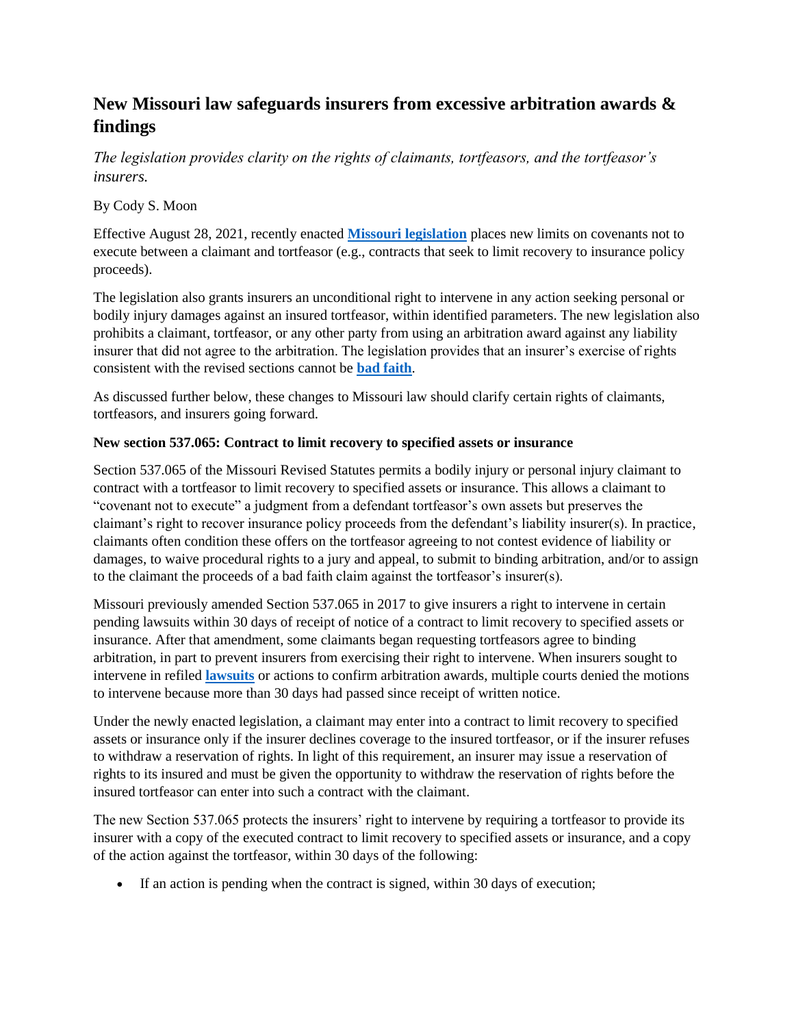# New Missouri law safeguards insurers from excessive arbitration awards & findings

*The legislation provides clarity on the rights of claimants, tortfeasors, and the tortfeasor's insurers.*

By Cody S. Moon

Effective August 28, 2021, recently enacted **Missouri legislation** places new limits on covenants not to execute between a claimant and tortfeasor (e.g., contracts that seek to limit recovery to insurance policy proceeds).

The legislation also grants insurers an unconditional right to intervene in any action seeking personal or bodily injury damages against an insured tortfeasor, within identified parameters. The new legislation also prohibits a claimant, tortfeasor, or any other party from using an arbitration award against any liability insurer that did not agree to the arbitration. The legislation provides that an insurer's exercise of rights consistent with the revised sections cannot be **bad faith**.

As discussed further below, these changes to Missouri law should clarify certain rights of claimants, tortfeasors, and insurers going forward.

**New section 537.065: Contract to limit recovery to specified assets or insurance**

Section 537.065 of the Missouri Revised Statutes permits a bodily injury or personal injury claimant to contract with a tortfeasor to limit recovery to specified assets or insurance. This allows a claimant to "covenant not to execute" a judgment from a defendant tortfeasor's own assets but preserves the claimant's right to recover insurance policy proceeds from the defendant's liability insurer(s). In practice, claimants often condition these offers on the tortfeasor agreeing to not contest evidence of liability or damages, to waive procedural rights to a jury and appeal, to submit to binding arbitration, and/or to assign to the claimant the proceeds of a bad faith claim against the tortfeasor's insurer(s).

Missouri previously amended Section 537.065 in 2017 to give insurers a right to intervene in certain pending lawsuits within 30 days of receipt of notice of a contract to limit recovery to specified assets or insurance. After that amendment, some claimants began requesting tortfeasors agree to binding arbitration, in part to prevent insurers from exercising their right to intervene. When insurers sought to intervene in refiled **lawsuits** or actions to confirm arbitration awards, multiple courts denied the motions to intervene because more than 30 days had passed since receipt of written notice.

Under the newly enacted legislation, a claimant may enter into a contract to limit recovery to specified assets or insurance only if the insurer declines coverage to the insured tortfeasor, or if the insurer refuses to withdraw a reservation of rights. In light of this requirement, an insurer may issue a reservation of rights to its insured and must be given the opportunity to withdraw the reservation of rights before the insured tortfeasor can enter into such a contract with the claimant.

The new Section 537.065 protects the insurers' right to intervene by requiring a tortfeasor to provide its insurer with a copy of the executed contract to limit recovery to specified assets or insurance, and a copy of the action against the tortfeasor, within 30 days of the following:

- If an action is pending when the contract is signed, within 30 days of execution;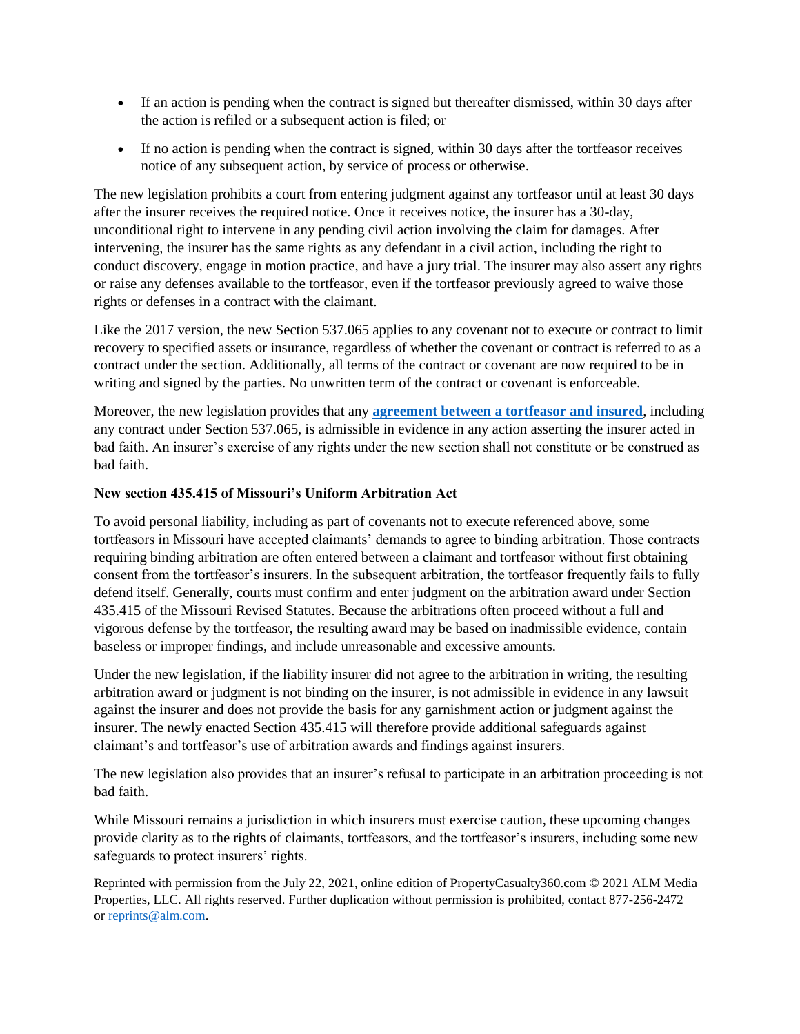- If an action is pending when the contract is signed but thereafter dismissed, within 30 days after the action is refiled or a subsequent action is filed; or
- If no action is pending when the contract is signed, within 30 days after the tortfeasor receives notice of any subsequent action, by service of process or otherwise.

The new legislation prohibits a court from entering judgment against any tortfeasor until at least 30 days after the insurer receives the required notice. Once it receives notice, the insurer has a 30-day, unconditional right to intervene in any pending civil action involving the claim for damages. After intervening, the insurer has the same rights as any defendant in a civil action, including the right to conduct discovery, engage in motion practice, and have a jury trial. The insurer may also assert any rights or raise any defenses available to the tortfeasor, even if the tortfeasor previously agreed to waive those rights or defenses in a contract with the claimant.

Like the 2017 version, the new Section 537.065 applies to any covenant not to execute or contract to limit recovery to specified assets or insurance, regardless of whether the covenant or contract is referred to as a contract under the section. Additionally, all terms of the contract or covenant are now required to be in writing and signed by the parties. No unwritten term of the contract or covenant is enforceable.

Moreover, the new legislation provides that any **agreement between a tortfeasor and insured**, including any contract under Section 537.065, is admissible in evidence in any action asserting the insurer acted in bad faith. An insurer's exercise of any rights under the new section shall not constitute or be construed as bad faith.

**New section 435.415 of Missouri's Uniform Arbitration Act**

To avoid personal liability, including as part of covenants not to execute referenced above, some tortfeasors in Missouri have accepted claimants' demands to agree to binding arbitration. Those contracts requiring binding arbitration are often entered between a claimant and tortfeasor without first obtaining consent from the tortfeasor's insurers. In the subsequent arbitration, the tortfeasor frequently fails to fully defend itself. Generally, courts must confirm and enter judgment on the arbitration award under Section 435.415 of the Missouri Revised Statutes. Because the arbitrations often proceed without a full and vigorous defense by the tortfeasor, the resulting award may be based on inadmissible evidence, contain baseless or improper findings, and include unreasonable and excessive amounts.

Under the new legislation, if the liability insurer did not agree to the arbitration in writing, the resulting arbitration award or judgment is not binding on the insurer, is not admissible in evidence in any lawsuit against the insurer and does not provide the basis for any garnishment action or judgment against the insurer. The newly enacted Section 435.415 will therefore provide additional safeguards against claimant's and tortfeasor's use of arbitration awards and findings against insurers.

The new legislation also provides that an insurer's refusal to participate in an arbitration proceeding is not bad faith.

While Missouri remains a jurisdiction in which insurers must exercise caution, these upcoming changes provide clarity as to the rights of claimants, tortfeasors, and the tortfeasor's insurers, including some new safeguards to protect insurers' rights.

Reprinted with permission from the July 22, 2021, online edition of PropertyCasualty360.com © 2021 ALM Media Properties, LLC. All rights reserved. Further duplication without permission is prohibited, contact 877-256-2472 or reprints@alm.com.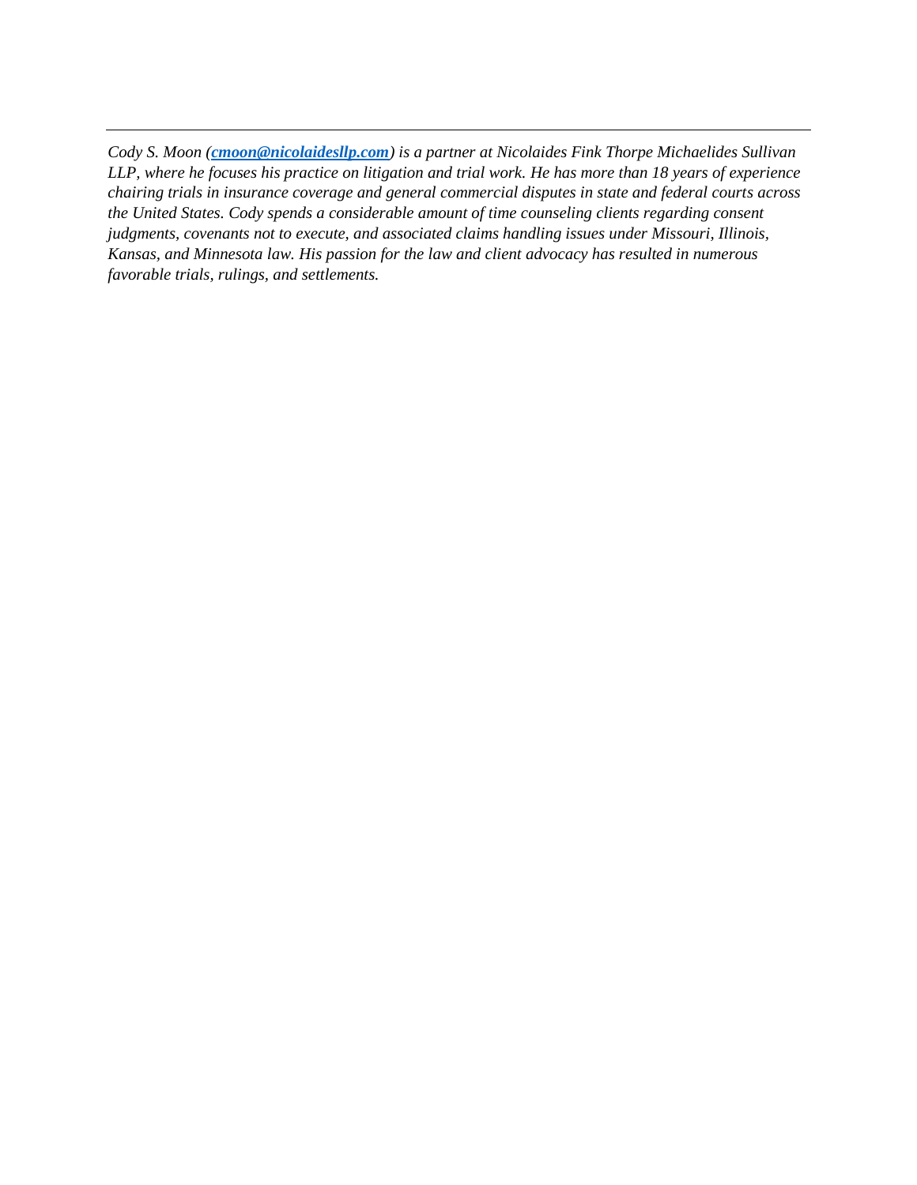---

*Cody S. Moon ([cmoon@nicolaidesllp.com](mailto:cmoon@nicolaidesllp.com)) is a partner at Nicolaides Fink Thorpe Michaelides Sullivan LLP, where he focuses his practice on litigation and trial work. He has more than 18 years of experience chairing trials in insurance coverage and general commercial disputes in state and federal courts across the United States. Cody spends a considerable amount of time counseling clients regarding consent judgments, covenants not to execute, and associated claims handling issues under Missouri, Illinois, Kansas, and Minnesota law. His passion for the law and client advocacy has resulted in numerous favorable trials, rulings, and settlements.*